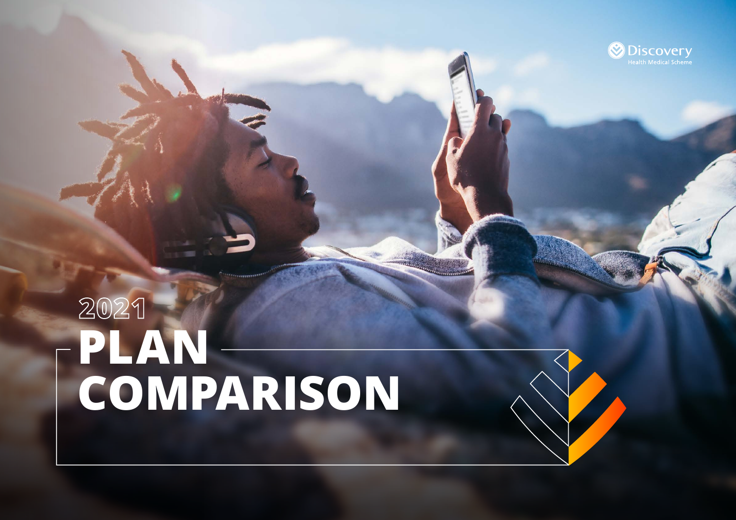Discovery
Health Medical Scheme

# 2021 PLAN COMPARISON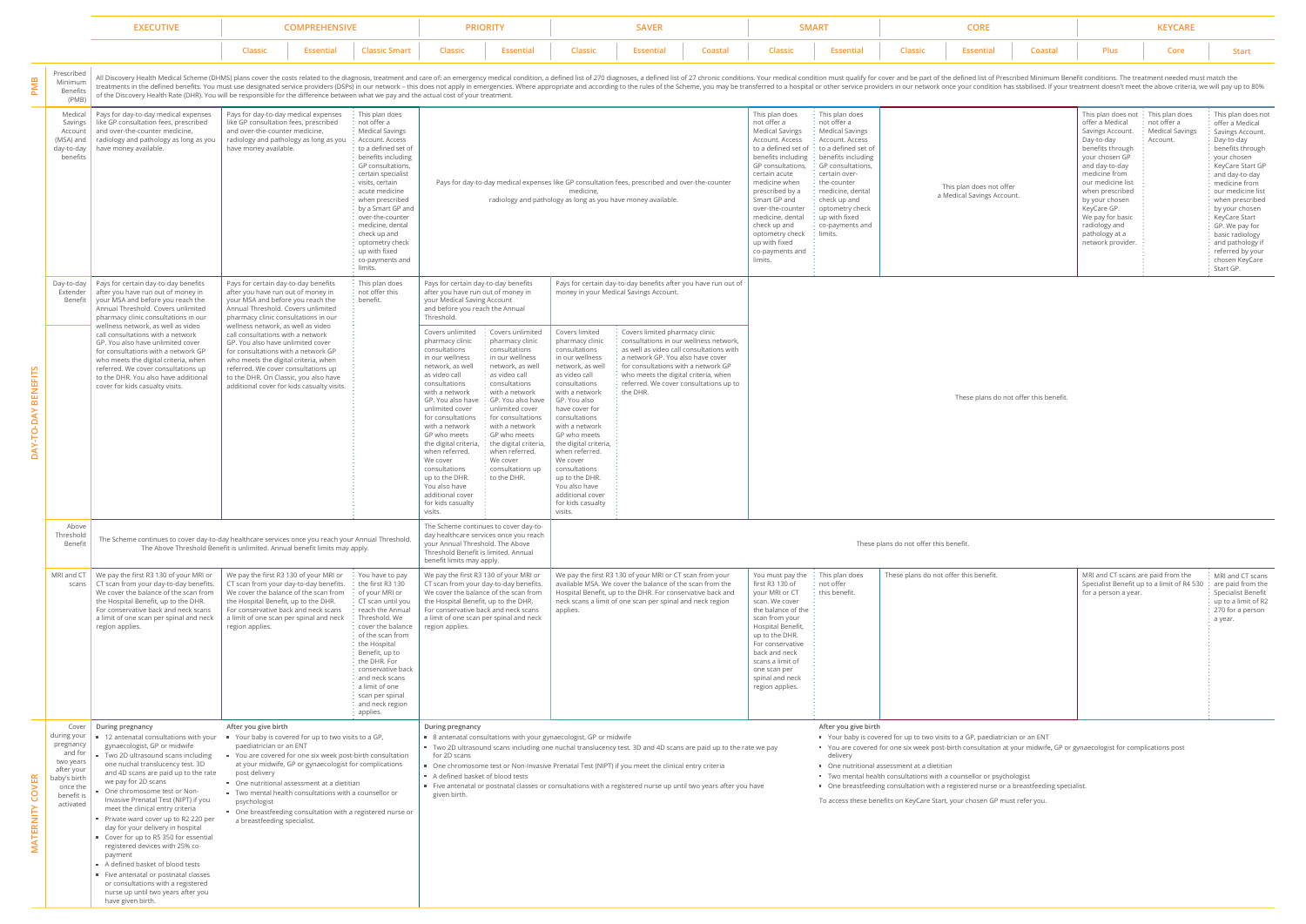| Section | Benefit | EXECUTIVE | COMPREHENSIVE | | | PRIORITY | | SAVER | | | SMART | | CORE | | | KEYCARE | | |
|---|---|---|---|---|---|---|---|---|---|---|---|---|---|---|---|---|---|---|
| | | | Classic | Essential | Classic Smart | Classic | Essential | Classic | Essential | Coastal | Classic | Essential | Classic | Essential | Coastal | Plus | Core | Start |
| PMB | Prescribed Minimum Benefits (PMB) | All Discovery Health Medical Scheme (DHMS) plans cover the costs related to the diagnosis, treatment and care of: an emergency medical condition, a defined list of 270 diagnoses, a defined list of 27 chronic conditions. Your medical condition must qualify for cover and be part of the defined list of Prescribed Minimum Benefit conditions. The treatment needed must match the treatments in the defined benefits. You must use designated service providers (DSPs) in our network – this does not apply in emergencies. Where appropriate and according to the rules of the Scheme, you may be transferred to a hospital or other service providers in our network once your condition has stabilised. If your treatment doesn't meet the above criteria, we will pay up to 80% of the Discovery Health Rate (DHR). You will be responsible for the difference between what we pay and the actual cost of your treatment. | | | | | | | | | | | | | | | | |
| DAY-TO-DAY BENEFITS | Medical Savings Account (MSA) and day-to-day benefits | Pays for day-to-day medical expenses like GP consultation fees, prescribed and over-the-counter medicine, radiology and pathology as long as you have money available. | Pays for day-to-day medical expenses like GP consultation fees, prescribed and over-the-counter medicine, radiology and pathology as long as you have money available. | | This plan does not offer a Medical Savings Account. Access to a defined set of benefits including GP consultations, certain specialist visits, certain acute medicine when prescribed by a Smart GP and over-the-counter medicine, dental check up and optometry check up with fixed co-payments and limits. | Pays for day-to-day medical expenses like GP consultation fees, prescribed and over-the-counter medicine, radiology and pathology as long as you have money available. | | | | | This plan does not offer a Medical Savings Account. Access to a defined set of benefits including GP consultations, certain acute medicine when prescribed by a Smart GP and over-the-counter medicine, dental check up and optometry check up with fixed co-payments and limits. | This plan does not offer a Medical Savings Account. Access to a defined set of benefits including GP consultations, certain over-the-counter medicine, dental check up and optometry check up with fixed co-payments and limits. | This plan does not offer a Medical Savings Account. | | | This plan does not offer a Medical Savings Account. Day-to-day benefits through your chosen GP and day-to-day medicine from our medicine list when prescribed by your chosen KeyCare GP. We pay for basic radiology and pathology at a network provider. | This plan does not offer a Medical Savings Account. | This plan does not offer a Medical Savings Account. Day-to-day benefits through your chosen KeyCare Start GP and day-to-day medicine from our medicine list when prescribed by your chosen KeyCare Start GP. We pay for basic radiology and pathology if referred by your chosen KeyCare Start GP. |
| | Day-to-day Extender Benefit | Pays for certain day-to-day benefits after you have run out of money in your MSA and before you reach the Annual Threshold. Covers unlimited pharmacy clinic consultations in our wellness network, as well as video call consultations with a network GP. You also have unlimited cover for consultations with a network GP who meets the digital criteria, when referred. We cover consultations up to the DHR. You also have additional cover for kids casualty visits. | Pays for certain day-to-day benefits after you have run out of money in your MSA and before you reach the Annual Threshold. Covers unlimited pharmacy clinic consultations in our wellness network, as well as video call consultations with a network GP. You also have unlimited cover for consultations with a network GP who meets the digital criteria, when referred. We cover consultations up to the DHR. On Classic, you also have additional cover for kids casualty visits. | | This plan does not offer this benefit. | Pays for certain day-to-day benefits after you have run out of money in your Medical Saving Account and before you reach the Annual Threshold.<br>Covers unlimited pharmacy clinic consultations in our wellness network, as well as video call consultations with a network GP. You also have unlimited cover for consultations with a network GP who meets the digital criteria, when referred. We cover consultations up to the DHR. You also have additional cover for kids casualty visits. | Covers unlimited pharmacy clinic consultations in our wellness network, as well as video call consultations with a network GP. You also have unlimited cover for consultations with a network GP who meets the digital criteria, when referred. We cover consultations up to the DHR. | Pays for certain day-to-day benefits after you have run out of money in your Medical Savings Account.<br>Covers limited pharmacy clinic consultations in our wellness network, as well as video call consultations with a network GP. You also have cover for consultations with a network GP who meets the digital criteria, when referred. We cover consultations up to the DHR. You also have additional cover for kids casualty visits. | Covers limited pharmacy clinic consultations in our wellness network, as well as video call consultations with a network GP. You also have cover for consultations with a network GP who meets the digital criteria, when referred. We cover consultations up to the DHR. | | These plans do not offer this benefit. | | | | | | | |
| | Above Threshold Benefit | The Scheme continues to cover day-to-day healthcare services once you reach your Annual Threshold. The Above Threshold Benefit is unlimited. Annual benefit limits may apply. | | | | The Scheme continues to cover day-to-day healthcare services once you reach your Annual Threshold. The Above Threshold Benefit is limited. Annual benefit limits may apply. | | These plans do not offer this benefit. | | | | | | | | | | |
| | MRI and CT scans | We pay the first R3 130 of your MRI or CT scan from your day-to-day benefits. We cover the balance of the scan from the Hospital Benefit, up to the DHR. For conservative back and neck scans a limit of one scan per spinal and neck region applies. | We pay the first R3 130 of your MRI or CT scan from your day-to-day benefits. We cover the balance of the scan from the Hospital Benefit, up to the DHR. For conservative back and neck scans a limit of one scan per spinal and neck region applies. | | You have to pay the first R3 130 of your MRI or CT scan until you reach the Annual Threshold. We cover the balance of the scan from the Hospital Benefit, up to the DHR. For conservative back and neck scans a limit of one scan per spinal and neck region applies. | We pay the first R3 130 of your MRI or CT scan from your day-to-day benefits. We cover the balance of the scan from the Hospital Benefit, up to the DHR. For conservative back and neck scans a limit of one scan per spinal and neck region applies. | | We pay the first R3 130 of your MRI or CT scan from your available MSA. We cover the balance of the scan from the Hospital Benefit, up to the DHR. For conservative back and neck scans a limit of one scan per spinal and neck region applies. | | | You must pay the first R3 130 of your MRI or CT scan. We cover the balance of the scan from your Hospital Benefit, up to the DHR. For conservative back and neck scans a limit of one scan per spinal and neck region applies. | This plan does not offer this benefit. | These plans do not offer this benefit. | | | MRI and CT scans are paid from the Specialist Benefit up to a limit of R4 530 for a person a year. | | MRI and CT scans are paid from the Specialist Benefit up to a limit of R2 270 for a person a year. |
| MATERNITY COVER | Cover during your pregnancy and for two years after your baby's birth once the benefit is activated | **During pregnancy**<br>• 12 antenatal consultations with your gynaecologist, GP or midwife<br>• Two 2D ultrasound scans including one nuchal translucency test. 3D and 4D scans are paid up to the rate we pay for 2D scans<br>• One chromosome test or Non-Invasive Prenatal Test (NIPT) if you meet the clinical entry criteria<br>• Private ward cover up to R2 220 per day for your delivery in hospital<br>• Cover for up to R5 350 for essential registered devices with 25% co-payment<br>• A defined basket of blood tests<br>• Five antenatal or postnatal classes or consultations with a registered nurse up until two years after you have given birth. | **After you give birth**<br>• Your baby is covered for up to two visits to a GP, paediatrician or an ENT<br>• You are covered for one six week post-birth consultation at your midwife, GP or gynaecologist for complications post delivery<br>• One nutritional assessment at a dietitian<br>• Two mental health consultations with a counsellor or psychologist<br>• One breastfeeding consultation with a registered nurse or a breastfeeding specialist. | | | **During pregnancy**<br>• 8 antenatal consultations with your gynaecologist, GP or midwife<br>• Two 2D ultrasound scans including one nuchal translucency test. 3D and 4D scans are paid up to the rate we pay for 2D scans<br>• One chromosome test or Non-Invasive Prenatal Test (NIPT) if you meet the clinical entry criteria<br>• A defined basket of blood tests<br>• Five antenatal or postnatal classes or consultations with a registered nurse up until two years after you have given birth. | | | | | **After you give birth**<br>• Your baby is covered for up to two visits to a GP, paediatrician or an ENT<br>• You are covered for one six week post-birth consultation at your midwife, GP or gynaecologist for complications post delivery<br>• One nutritional assessment at a dietitian<br>• Two mental health consultations with a counsellor or psychologist<br>• One breastfeeding consultation with a registered nurse or a breastfeeding specialist.<br>To access these benefits on KeyCare Start, your chosen GP must refer you. | | | | | | | |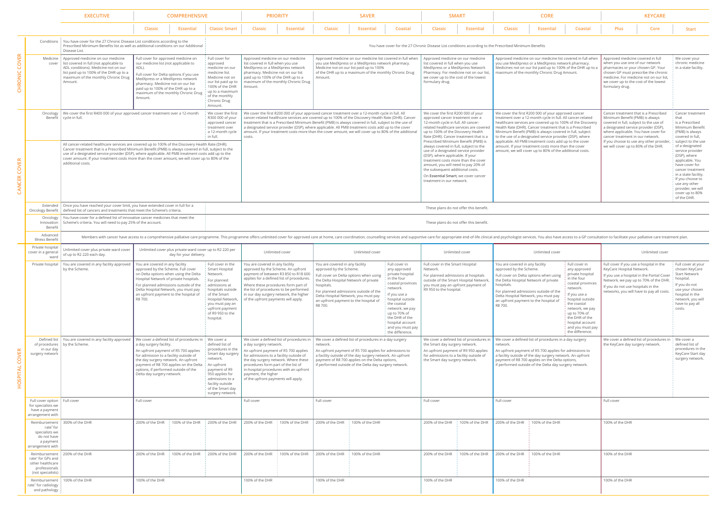| | | EXECUTIVE | COMPREHENSIVE | | | PRIORITY | | SAVER | | | SMART | | CORE | | | KEYCARE | | |
|---|---|---|---|---|---|---|---|---|---|---|---|---|---|---|---|---|---|---|
| | | | Classic | Essential | Classic Smart | Classic | Essential | Classic | Essential | Coastal | Classic | Essential | Classic | Essential | Coastal | Plus | Core | Start |
| CHRONIC COVER | Conditions | You have cover for the 27 Chronic Disease List conditions according to the Prescribed Minimum Benefits list as well as additional conditions on our Additional Disease List. | | | You have cover for the 27 Chronic Disease List conditions according to the Prescribed Minimum Benefits | | | | | | | | | | | | | |
| | Medicine cover | Approved medicine on our medicine list covered in full (not applicable to ADL conditions). Medicine not on our list paid up to 100% of the DHR up to a maximum of the monthly Chronic Drug Amount. | Full cover for approved medicine on our medicine list (not applicable to ADL). Full cover for Delta options if you use MedXpress or a MedXpress network pharmacy. Medicine not on our list paid up to 100% of the DHR up to a maximum of the monthly Chronic Drug Amount. | | Full cover for approved medicine on our medicine list. Medicine not on our list paid up to 100% of the DHR up to a maximum of the monthly Chronic Drug Amount. | Approved medicine on our medicine list covered in full when you use MedXpress or a MedXpress network pharmacy. Medicine not on our list paid up to 100% of the DHR up to a maximum of the monthly Chronic Drug Amount. | | Approved medicine on our medicine list covered in full when you use MedXpress or a MedXpress network pharmacy. Medicine not on our list paid up to 100% of the DHR up to a maximum of the monthly Chronic Drug Amount. | | | Approved medicine on our medicine list covered in full when you use MedXpress or a MedXpress Network Pharmacy. For medicine not on our list, we cover up to the cost of the lowest formulary drug. | | Approved medicine on our medicine list covered in full when you use MedXpress or a MedXpress network pharmacy. Medicines not on our list paid up to 100% of the DHR up to a maximum of the monthly Chronic Drug Amount. | | | Approved medicine covered in full when you use one of our network pharmacies or your chosen GP. Your chosen GP must prescribe the chronic medicine. For medicine not on our list, we cover up to the cost of the lowest formulary drug. | | We cover your chronic medicine in a state facility. |
| CANCER COVER | Oncology Benefit | We cover the first R400 000 of your approved cancer treatment over a 12-month cycle in full. All cancer-related healthcare services are covered up to 100% of the Discovery Health Rate (DHR). Cancer treatment that is a Prescribed Minimum Benefit (PMB) is always covered in full, subject to the use of a designated service provider (DSP), where applicable. All PMB treatment costs add up to the cover amount. If your treatment costs more than the cover amount, we will cover up to 80% of the additional costs. | | | We cover the first R300 000 of your approved cancer treatment over a 12-month cycle in full. | We cover the first R200 000 of your approved cancer treatment over a 12-month cycle in full. All cancer-related healthcare services are covered up to 100% of the Discovery Health Rate (DHR). Cancer treatment that is a Prescribed Minimum Benefit (PMB) is always covered in full, subject to the use of a designated service provider (DSP), where applicable. All PMB treatment costs add up to the cover amount. If your treatment costs more than the cover amount, we will cover up to 80% of the additional costs. | | | | | We cover the first R200 000 of your approved cancer treatment over a 12-month cycle in full. All cancer-related healthcare services are covered up to 100% of the Discovery Health Rate (DHR). Cancer treatment that is a Prescribed Minimum Benefit (PMB) is always covered in full, subject to the use of a designated service provider (DSP), where applicable. If your treatment costs more than the cover amount, you will need to pay 20% of the subsequent additional costs. On **Essential Smart**, we cover cancer treatment in our network. | | We cover the first R200 000 of your approved cancer treatment over a 12-month cycle in full. All cancer-related healthcare services are covered up to 100% of the Discovery Health Rate (DHR). Cancer treatment that is a Prescribed Minimum Benefit (PMB) is always covered in full, subject to the use of a designated service provider (DSP), where applicable. All PMB treatment costs add up to the cover amount. If your treatment costs more than the cover amount, we will cover up to 80% of the additional costs. | | | Cancer treatment that is a Prescribed Minimum Benefit (PMB) is always covered in full, subject to the use of a designated service provider (DSP), where applicable. You have cover for cancer treatment in our network. If you choose to use any other provider, we will cover up to 80% of the DHR. | | Cancer treatment that is a Prescribed Minimum Benefit (PMB) is always covered in full, subject to the use of a designated service provider (DSP), where applicable. You have cover for cancer treatment in a state facility. If you choose to use any other provider, we will cover up to 80% of the DHR. |
| | Extended Oncology Benefit | Once you have reached your cover limit, you have extended cover in full for a defined list of cancers and treatments that meet the Scheme's criteria. | | | These plans do not offer this benefit. | | | | | | | | | | | | | |
| | Oncology Innovation Benefit | You have cover for a defined list of innovative cancer medicines that meet the Scheme's criteria. You will need to pay 25% of the account. | | | These plans do not offer this benefit. | | | | | | | | | | | | | |
| | Advanced Illness Benefit | Members with cancer have access to a comprehensive palliative care programme. This programme offers unlimited cover for approved care at home, care coordination, counselling services and supportive care for appropriate end-of-life clinical and psychologist services. You also have access to a GP consultation to facilitate your palliative care treatment plan. | | | | | | | | | | | | | | | | |
| HOSPITAL COVER | Private hospital cover in a general ward | Unlimited cover plus private ward cover of up to R2 220 each day. | Unlimited cover plus private ward cover up to R2 220 per day for your delivery. | | | Unlimited cover | | Unlimited cover | | | Unlimited cover | | Unlimited cover | | | Unlimited cover | | |
| | Private hospital | You are covered in any facility approved by the Scheme. | You are covered in any facility approved by the Scheme. Full cover on Delta options when using the Delta Hospital Network of private hospitals. For planned admissions outside of the Delta Hospital Network, you must pay an upfront payment to the hospital of R8 700. | | Full cover in the Smart Hospital Network. For planned admissions at hospitals outside of the Smart Hospital Network, you must pay an upfront payment of R9 950 to the hospital. | You are covered in any facility approved by the Scheme. An upfront payment of between R3 850 to R18 600 applies for a defined list of procedures. Where these procedures form part of the list of procedures to be performed in our day surgery network, the higher of the upfront payments will apply. | | You are covered in any facility approved by the Scheme. Full cover on Delta options when using the Delta Hospital Network of private hospitals. For planned admissions outside of the Delta Hospital Network, you must pay an upfront payment to the hospital of R8 700. | | Full cover in any approved private hospital in the four coastal provinces network. If you use a hospital outside the coastal network, we pay up to 70% of the DHR of the hospital account and you must pay the difference. | Full cover in the Smart Hospital Network. For planned admissions at hospitals outside of the Smart Hospital Network, you must pay an upfront payment of R9 950 to the hospital. | | You are covered in any facility approved by the Scheme. Full cover on Delta options when using the Delta Hospital Network of private hospitals. For planned admissions outside of the Delta Hospital Network, you must pay an upfront payment to the hospital of R8 700. | | Full cover in any approved private hospital in the four coastal provinces network. If you use a hospital outside the coastal network, we pay up to 70% of the DHR of the hospital account and you must pay the difference. | Full cover if you use a hospital in the KeyCare Hospital Network. If you use a hospital in the Partial Cover Network, we pay up to 70% of the DHR. If you do not use hospitals in the networks, you will have to pay all costs. | | Full cover at your chosen KeyCare Start Network hospital. If you do not use your chosen hospital in the network, you will have to pay all costs. |
| | Defined list of procedures in our day surgery network | You are covered in any facility approved by the Scheme. | We cover a defined list of procedures in a day surgery facility. An upfront payment of R5 700 applies for admission to a facility outside of the day surgery network. An upfront payment of R8 700 applies on the Delta options, if performed outside of the Delta day surgery network. | | We cover a defined list of procedures in the Smart day surgery network. An upfront payment of R9 950 applies for admissions to a facility outside of the Smart day surgery network. | We cover a defined list of procedures in a day surgery network. An upfront payment of R5 700 applies for admissions to a facility outside of the day surgery network. Where these procedures form part of the list of in-hospital procedures with an upfront payment, the higher of the upfront payments will apply. | | We cover a defined list of procedures in a day surgery network. An upfront payment of R5 700 applies for admissions to a facility outside of the day surgery network. An upfront payment of R8 700 applies on the Delta options, if performed outside of the Delta day surgery network. | | | We cover a defined list of procedures in the Smart day surgery network. An upfront payment of R9 950 applies for admissions to a facility outside of the Smart day surgery network. | | We cover a defined list of procedures in a day surgery network. An upfront payment of R5 700 applies for admissions to a facility outside of the day surgery network. An upfront payment of R8 700 applies on the Delta options, if performed outside of the Delta day surgery network. | | | We cover a defined list of procedures in the KeyCare day surgery network. | | We cover a defined list of procedures in the KeyCare Start day surgery network. |
| | Full cover option for specialists we have a payment arrangement with | Full cover | Full cover | | | Full cover | | Full cover | | | Full cover | | Full cover | | | Full cover | | |
| | Reimbursement rate* for specialists we do not have a payment arrangement with | 300% of the DHR | 200% of the DHR | 100% of the DHR | 200% of the DHR | 200% of the DHR | 100% of the DHR | 200% of the DHR | 100% of the DHR | | 200% of the DHR | 100% of the DHR | 200% of the DHR | 100% of the DHR | | 100% of the DHR | | |
| | Reimbursement rate* for GPs and other healthcare professionals (not specialists) | 200% of the DHR | 200% of the DHR | 100% of the DHR | 200% of the DHR | 200% of the DHR | 100% of the DHR | 200% of the DHR | 100% of the DHR | | 200% of the DHR | 100% of the DHR | 200% of the DHR | 100% of the DHR | | 100% of the DHR | | |
| | Reimbursement rate* for radiology and pathology | 100% of the DHR | 100% of the DHR | | | 100% of the DHR | | 100% of the DHR | | | 100% of the DHR | | 100% of the DHR | | | 100% of the DHR | | |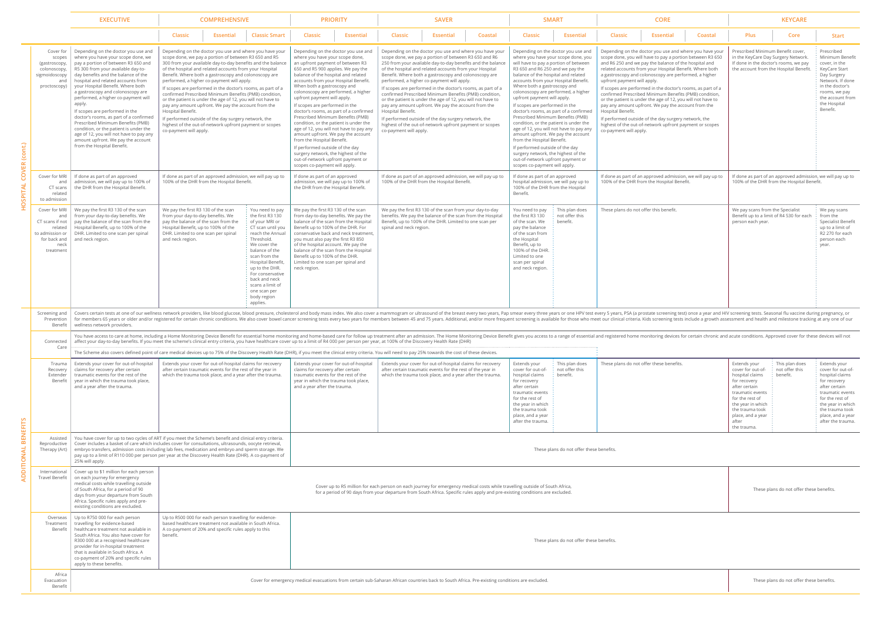| | | EXECUTIVE | COMPREHENSIVE | | | PRIORITY | | SAVER | | | SMART | | CORE | | | KEYCARE | | |
|---|---|---|---|---|---|---|---|---|---|---|---|---|---|---|---|---|---|---|
| | | | Classic | Essential | Classic Smart | Classic | Essential | Classic | Essential | Coastal | Classic | Essential | Classic | Essential | Coastal | Plus | Core | Start |
| HOSPITAL COVER (cont.) | Cover for scopes (gastroscopy, colonoscopy, sigmoidoscopy and proctoscopy) | Depending on the doctor you use and where you have your scope done, we pay a portion of between R3 650 and R5 300 from your available day-to-day benefits and the balance of the hospital and related accounts from your Hospital Benefit. Where both a gastroscopy and colonoscopy are performed, a higher co-payment will apply. If scopes are performed in the doctor's rooms, as part of a confirmed Prescribed Minimum Benefits (PMB) condition, or the patient is under the age of 12, you will not have to pay any amount upfront. We pay the account from the Hospital Benefit. | Depending on the doctor you use and where you have your scope done, we pay a portion of between R3 650 and R5 300 from your available day-to-day benefits and the balance of the hospital and related accounts from your Hospital Benefit. Where both a gastroscopy and colonoscopy are performed, a higher co-payment will apply. If scopes are performed in the doctor's rooms, as part of a confirmed Prescribed Minimum Benefits (PMB) condition, or the patient is under the age of 12, you will not have to pay any amount upfront. We pay the account from the Hospital Benefit. If performed outside of the day surgery network, the highest of the out-of-network upfront payment or scopes co-payment will apply. | | | Depending on the doctor you use and where you have your scope done, an upfront payment of between R3 650 and R5 900 applies. We pay the balance of the hospital and related accounts from your Hospital Benefit. When both a gastroscopy and colonoscopy are performed, a higher upfront payment will apply. If scopes are performed in the doctor's rooms, as part of a confirmed Prescribed Minimum Benefits (PMB) condition, or the patient is under the age of 12, you will not have to pay any amount upfront. We pay the account from the Hospital Benefit. If performed outside of the day surgery network, the highest of the out-of-network upfront payment or scopes co-payment will apply. | | Depending on the doctor you use and where you have your scope done, we pay a portion of between R3 650 and R6 250 from your available day-to-day benefits and the balance of the hospital and related accounts from your Hospital Benefit. Where both a gastroscopy and colonoscopy are performed, a higher co-payment will apply. If scopes are performed in the doctor's rooms, as part of a confirmed Prescribed Minimum Benefits (PMB) condition, or the patient is under the age of 12, you will not have to pay any amount upfront. We pay the account from the Hospital Benefit. If performed outside of the day surgery network, the highest of the out-of-network upfront payment or scopes co-payment will apply. | | | Depending on the doctor you use and where you have your scope done, you will have to pay a portion of between R3 650 and R6 250 and we pay the balance of the hospital and related accounts from your Hospital Benefit. Where both a gastroscopy and colonoscopy are performed, a higher upfront payment will apply. If scopes are performed in the doctor's rooms, as part of a confirmed Prescribed Minimum Benefits (PMB) condition, or the patient is under the age of 12, you will not have to pay any amount upfront. We pay the account from the Hospital Benefit. If performed outside of the day surgery network, the highest of the out-of-network upfront payment or scopes co-payment will apply. | | Depending on the doctor you use and where you have your scope done, you will have to pay a portion between R3 650 and R6 250 and we pay the balance of the hospital and related accounts from your Hospital Benefit. Where both a gastroscopy and colonoscopy are performed, a higher upfront payment will apply. If scopes are performed in the doctor's rooms, as part of a confirmed Prescribed Minimum Benefits (PMB) condition, or the patient is under the age of 12, you will not have to pay any amount upfront. We pay the account from the Hospital Benefit. If performed outside of the day surgery network, the highest of the out-of-network upfront payment or scopes co-payment will apply. | | | Prescribed Minimum Benefit cover, in the KeyCare Day Surgery Network. If done in the doctor's rooms, we pay the account from the Hospital Benefit. | | Prescribed Minimum Benefit cover, in the KeyCare Start Day Surgery Network. If done in the doctor's rooms, we pay the account from the Hospital Benefit. |
| | Cover for MRI and CT scans related to admission | If done as part of an approved admission, we will pay up to 100% of the DHR from the Hospital Benefit. | If done as part of an approved admission, we will pay up to 100% of the DHR from the Hospital Benefit. | | | If done as part of an approved admission, we will pay up to 100% of the DHR from the Hospital Benefit. | | If done as part of an approved admission, we will pay up to 100% of the DHR from the Hospital Benefit. | | | If done as part of an approved hospital admission, we will pay up to 100% of the DHR from the Hospital Benefit. | | If done as part of an approved admission, we will pay up to 100% of the DHR from the Hospital Benefit. | | | If done as part of an approved admission, we will pay up to 100% of the DHR from the Hospital Benefit. | | |
| | Cover for MRI and CT scans if not related to admission or for back and neck treatment | We pay the first R3 130 of the scan from your day-to-day benefits. We pay the balance of the scan from the Hospital Benefit, up to 100% of the DHR. Limited to one scan per spinal and neck region. | We pay the first R3 130 of the scan from your day-to-day benefits. We pay the balance of the scan from the Hospital Benefit, up to 100% of the DHR. Limited to one scan per spinal and neck region. | | You need to pay the first R3 130 of your MRI or CT scan until you reach the Annual Threshold. We cover the balance of the scan from the Hospital Benefit, up to the DHR. For conservative back and neck scans a limit of one scan per body region applies. | We pay the first R3 130 of the scan from your day-to-day benefits. We pay the balance of the scan from the Hospital Benefit up to 100% of the DHR. For conservative back and neck treatment, you must also pay the first R3 850 of the hospital account. We pay the balance of the scan from the Hospital Benefit up to 100% of the DHR. Limited to one scan per spinal and neck region. | | We pay the first R3 130 of the scan from your day-to-day benefits. We pay the balance of the scan from the Hospital Benefit, up to 100% of the DHR. Limited to one scan per spinal and neck region. | | | You need to pay the first R3 130 of the scan. We pay the balance of the scan from the Hospital Benefit, up to 100% of the DHR. Limited to one scan per spinal and neck region. | This plan does not offer this benefit. | These plans do not offer this benefit. | | | We pay scans from the Specialist Benefit up to a limit of R4 530 for each person each year. | | We pay scans from the Specialist Benefit up to a limit of R2 270 for each person each year. |
| ADDITIONAL BENEFITS | Screening and Prevention Benefit | Covers certain tests at one of our wellness network providers, like blood glucose, blood pressure, cholesterol and body mass index. We also cover a mammogram or ultrasound of the breast every two years, Pap smear every three years or one HPV test every 5 years, PSA (a prostate screening test) once a year and HIV screening tests. Seasonal flu vaccine during pregnancy, or for members 65 years or older and/or registered for certain chronic conditions. We also cover bowel cancer screening tests every two years for members between 45 and 75 years. Additional, and/or more frequent screening is available for those who meet our clinical criteria. Kids screening tests include a growth assessment and health and milestone tracking at any one of our wellness network providers. | | | | | | | | | | | | | | | | |
| | Connected Care | You have access to care at home, including a Home Monitoring Device Benefit for essential home monitoring and home-based care for follow up treatment after an admission. The Home Monitoring Device Benefit gives you access to a range of essential and registered home monitoring devices for certain chronic and acute conditions. Approved cover for these devices will not affect your day-to-day benefits. If you meet the scheme's clinical entry criteria, you have healthcare cover up to a limit of R4 000 per person per year, at 100% of the Discovery Health Rate (DHR). The Scheme also covers defined point of care medical devices up to 75% of the Discovery Health Rate (DHR), if you meet the clinical entry criteria. You will need to pay 25% towards the cost of these devices. | | | | | | | | | | | | | | | | |
| | Trauma Recovery Extender Benefit | Extends your cover for out-of-hospital claims for recovery after certain traumatic events for the rest of the year in which the trauma took place, and a year after the trauma. | Extends your cover for out-of-hospital claims for recovery after certain traumatic events for the rest of the year in which the trauma took place, and a year after the trauma. | | | Extends your cover for out-of-hospital claims for recovery after certain traumatic events for the rest of the year in which the trauma took place, and a year after the trauma. | | Extends your cover for out-of-hospital claims for recovery after certain traumatic events for the rest of the year in which the trauma took place, and a year after the trauma. | | | Extends your cover for out-of-hospital claims for recovery after certain traumatic events for the rest of the year in which the trauma took place, and a year after the trauma. | This plan does not offer this benefit. | These plans do not offer these benefits. | | | Extends your cover for out-of-hospital claims for recovery after certain traumatic events for the rest of the year in which the trauma took place, and a year after the trauma. | This plan does not offer this benefit. | Extends your cover for out-of-hospital claims for recovery after certain traumatic events for the rest of the year in which the trauma took place, and a year after the trauma. |
| | Assisted Reproductive Therapy (Art) | You have cover for up to two cycles of ART if you meet the Scheme's benefit and clinical entry criteria. Cover includes a basket of care which includes cover for consultations, ultrasounds, oocyte retrieval, embryo transfers, admission costs including lab fees, medication and embryo and sperm storage. We pay up to a limit of R110 000 per person per year at the Discovery Health Rate (DHR). A co-payment of 25% will apply. | | | | These plans do not offer these benefits. | | | | | | | | | | | | |
| | International Travel Benefit | Cover up to $1 million for each person on each journey for emergency medical costs while travelling outside of South Africa, for a period of 90 days from your departure from South Africa. Specific rules apply and pre-existing conditions are excluded. | Cover up to R5 million for each person on each journey for emergency medical costs while travelling outside of South Africa, for a period of 90 days from your departure from South Africa. Specific rules apply and pre-existing conditions are excluded. | | | | | | | | | | | | | These plans do not offer these benefits. | | |
| | Overseas Treatment Benefit | Up to R750 000 for each person travelling for evidence-based healthcare treatment not available in South Africa. You also have cover for R300 000 at a recognised healthcare provider for in-hospital treatment that is available in South Africa. A co-payment of 20% and specific rules apply to these benefits. | Up to R500 000 for each person travelling for evidence-based healthcare treatment not available in South Africa. A co-payment of 20% and specific rules apply to this benefit. | | | These plans do not offer these benefits. | | | | | | | | | | | | |
| | Africa Evacuation Benefit | Cover for emergency medical evacuations from certain sub-Saharan African countries back to South Africa. Pre-existing conditions are excluded. | | | | | | | | | | | | | | These plans do not offer these benefits. | | |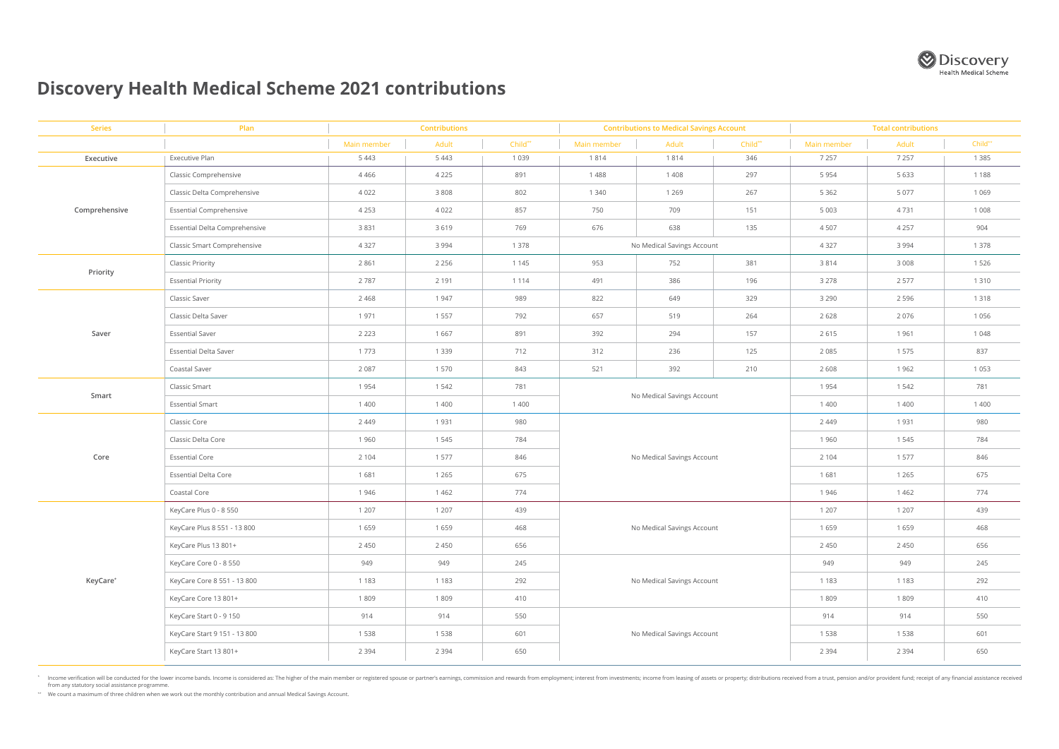# Discovery Health Medical Scheme 2021 contributions

| Series | Plan | Contributions | | | Contributions to Medical Savings Account | | | Total contributions | | |
|---|---|---|---|---|---|---|---|---|---|---|
| | | Main member | Adult | Child** | Main member | Adult | Child** | Main member | Adult | Child** |
| Executive | Executive Plan | 5 443 | 5 443 | 1 039 | 1 814 | 1 814 | 346 | 7 257 | 7 257 | 1 385 |
| Comprehensive | Classic Comprehensive | 4 466 | 4 225 | 891 | 1 488 | 1 408 | 297 | 5 954 | 5 633 | 1 188 |
| | Classic Delta Comprehensive | 4 022 | 3 808 | 802 | 1 340 | 1 269 | 267 | 5 362 | 5 077 | 1 069 |
| | Essential Comprehensive | 4 253 | 4 022 | 857 | 750 | 709 | 151 | 5 003 | 4 731 | 1 008 |
| | Essential Delta Comprehensive | 3 831 | 3 619 | 769 | 676 | 638 | 135 | 4 507 | 4 257 | 904 |
| | Classic Smart Comprehensive | 4 327 | 3 994 | 1 378 | No Medical Savings Account | | | 4 327 | 3 994 | 1 378 |
| Priority | Classic Priority | 2 861 | 2 256 | 1 145 | 953 | 752 | 381 | 3 814 | 3 008 | 1 526 |
| | Essential Priority | 2 787 | 2 191 | 1 114 | 491 | 386 | 196 | 3 278 | 2 577 | 1 310 |
| Saver | Classic Saver | 2 468 | 1 947 | 989 | 822 | 649 | 329 | 3 290 | 2 596 | 1 318 |
| | Classic Delta Saver | 1 971 | 1 557 | 792 | 657 | 519 | 264 | 2 628 | 2 076 | 1 056 |
| | Essential Saver | 2 223 | 1 667 | 891 | 392 | 294 | 157 | 2 615 | 1 961 | 1 048 |
| | Essential Delta Saver | 1 773 | 1 339 | 712 | 312 | 236 | 125 | 2 085 | 1 575 | 837 |
| | Coastal Saver | 2 087 | 1 570 | 843 | 521 | 392 | 210 | 2 608 | 1 962 | 1 053 |
| Smart | Classic Smart | 1 954 | 1 542 | 781 | No Medical Savings Account | | | 1 954 | 1 542 | 781 |
| | Essential Smart | 1 400 | 1 400 | 1 400 | | | | 1 400 | 1 400 | 1 400 |
| Core | Classic Core | 2 449 | 1 931 | 980 | No Medical Savings Account | | | 2 449 | 1 931 | 980 |
| | Classic Delta Core | 1 960 | 1 545 | 784 | | | | 1 960 | 1 545 | 784 |
| | Essential Core | 2 104 | 1 577 | 846 | | | | 2 104 | 1 577 | 846 |
| | Essential Delta Core | 1 681 | 1 265 | 675 | | | | 1 681 | 1 265 | 675 |
| | Coastal Core | 1 946 | 1 462 | 774 | | | | 1 946 | 1 462 | 774 |
| KeyCare* | KeyCare Plus 0 - 8 550 | 1 207 | 1 207 | 439 | No Medical Savings Account | | | 1 207 | 1 207 | 439 |
| | KeyCare Plus 8 551 - 13 800 | 1 659 | 1 659 | 468 | | | | 1 659 | 1 659 | 468 |
| | KeyCare Plus 13 801+ | 2 450 | 2 450 | 656 | | | | 2 450 | 2 450 | 656 |
| | KeyCare Core 0 - 8 550 | 949 | 949 | 245 | No Medical Savings Account | | | 949 | 949 | 245 |
| | KeyCare Core 8 551 - 13 800 | 1 183 | 1 183 | 292 | | | | 1 183 | 1 183 | 292 |
| | KeyCare Core 13 801+ | 1 809 | 1 809 | 410 | | | | 1 809 | 1 809 | 410 |
| | KeyCare Start 0 - 9 150 | 914 | 914 | 550 | No Medical Savings Account | | | 914 | 914 | 550 |
| | KeyCare Start 9 151 - 13 800 | 1 538 | 1 538 | 601 | | | | 1 538 | 1 538 | 601 |
| | KeyCare Start 13 801+ | 2 394 | 2 394 | 650 | | | | 2 394 | 2 394 | 650 |

\* Income verification will be conducted for the lower income bands. Income is considered as: The higher of the main member or registered spouse or partner's earnings, commission and rewards from employment; interest from investments; income from leasing of assets or property; distributions received from a trust, pension and/or provident fund; receipt of any financial assistance received from any statutory social assistance programme.

\*\* We count a maximum of three children when we work out the monthly contribution and annual Medical Savings Account.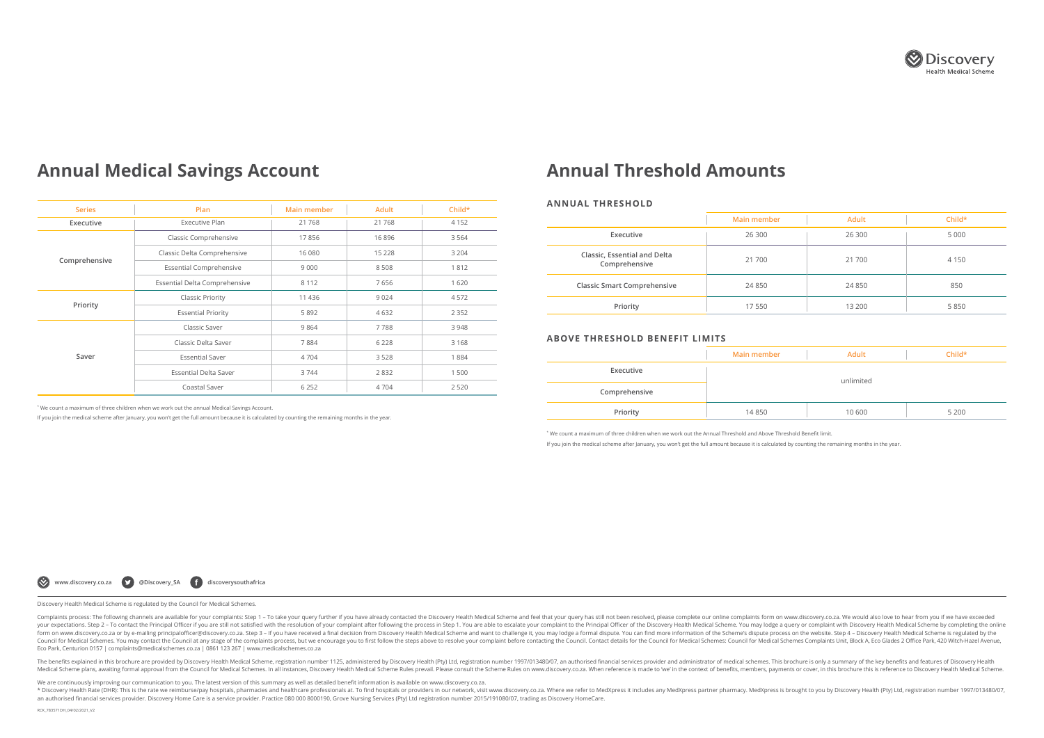Discovery Health Medical Scheme

# Annual Medical Savings Account

| Series | Plan | Main member | Adult | Child* |
|---|---|---|---|---|
| Executive | Executive Plan | 21 768 | 21 768 | 4 152 |
| Comprehensive | Classic Comprehensive | 17 856 | 16 896 | 3 564 |
| | Classic Delta Comprehensive | 16 080 | 15 228 | 3 204 |
| | Essential Comprehensive | 9 000 | 8 508 | 1 812 |
| | Essential Delta Comprehensive | 8 112 | 7 656 | 1 620 |
| Priority | Classic Priority | 11 436 | 9 024 | 4 572 |
| | Essential Priority | 5 892 | 4 632 | 2 352 |
| Saver | Classic Saver | 9 864 | 7 788 | 3 948 |
| | Classic Delta Saver | 7 884 | 6 228 | 3 168 |
| | Essential Saver | 4 704 | 3 528 | 1 884 |
| | Essential Delta Saver | 3 744 | 2 832 | 1 500 |
| | Coastal Saver | 6 252 | 4 704 | 2 520 |

* We count a maximum of three children when we work out the annual Medical Savings Account.

If you join the medical scheme after January, you won't get the full amount because it is calculated by counting the remaining months in the year.

# Annual Threshold Amounts

## ANNUAL THRESHOLD

| | Main member | Adult | Child* |
|---|---|---|---|
| Executive | 26 300 | 26 300 | 5 000 |
| Classic, Essential and Delta Comprehensive | 21 700 | 21 700 | 4 150 |
| Classic Smart Comprehensive | 24 850 | 24 850 | 850 |
| Priority | 17 550 | 13 200 | 5 850 |

## ABOVE THRESHOLD BENEFIT LIMITS

| | Main member | Adult | Child* |
|---|---|---|---|
| Executive | unlimited | | |
| Comprehensive | unlimited | | |
| Priority | 14 850 | 10 600 | 5 200 |

* We count a maximum of three children when we work out the Annual Threshold and Above Threshold Benefit limit.

If you join the medical scheme after January, you won't get the full amount because it is calculated by counting the remaining months in the year.

www.discovery.co.za @Discovery_SA discoverysouthafrica

Discovery Health Medical Scheme is regulated by the Council for Medical Schemes.

Complaints process: The following channels are available for your complaints: Step 1 – To take your query further if you have already contacted the Discovery Health Medical Scheme and feel that your query has still not been resolved, please complete our online complaints form on www.discovery.co.za. We would also love to hear from you if we have exceeded your expectations. Step 2 – To contact the Principal Officer if you are still not satisfied with the resolution of your complaint after following the process in Step 1. You are able to escalate your complaint to the Principal Officer of the Discovery Health Medical Scheme. You may lodge a query or complaint with Discovery Health Medical Scheme by completing the online form on www.discovery.co.za or by e-mailing principalofficer@discovery.co.za. Step 3 – If you have received a final decision from Discovery Health Medical Scheme and want to challenge it, you may lodge a formal dispute. You can find more information of the Scheme's dispute process on the website. Step 4 – Discovery Health Medical Scheme is regulated by the Council for Medical Schemes. You may contact the Council at any stage of the complaints process, but we encourage you to first follow the steps above to resolve your complaint before contacting the Council. Contact details for the Council for Medical Schemes: Council for Medical Schemes Complaints Unit, Block A, Eco Glades 2 Office Park, 420 Witch-Hazel Avenue, Eco Park, Centurion 0157 | complaints@medicalschemes.co.za | 0861 123 267 | www.medicalschemes.co.za

The benefits explained in this brochure are provided by Discovery Health Medical Scheme, registration number 1125, administered by Discovery Health (Pty) Ltd, registration number 1997/013480/07, an authorised financial services provider and administrator of medical schemes. This brochure is only a summary of the key benefits and features of Discovery Health Medical Scheme plans, awaiting formal approval from the Council for Medical Schemes. In all instances, Discovery Health Medical Scheme Rules prevail. Please consult the Scheme Rules on www.discovery.co.za. When reference is made to 'we' in the context of benefits, members, payments or cover, in this brochure this is reference to Discovery Health Medical Scheme.

We are continuously improving our communication to you. The latest version of this summary as well as detailed benefit information is available on www.discovery.co.za.

* Discovery Health Rate (DHR): This is the rate we reimburse/pay hospitals, pharmacies and healthcare professionals at. To find hospitals or providers in our network, visit www.discovery.co.za. Where we refer to MedXpress it includes any MedXpress partner pharmacy. MedXpress is brought to you by Discovery Health (Pty) Ltd, registration number 1997/013480/07, an authorised financial services provider. Discovery Home Care is a service provider. Practice 080 000 8000190, Grove Nursing Services (Pty) Ltd registration number 2015/191080/07, trading as Discovery HomeCare.

RCK_78357IOH_04/02/2021_V2